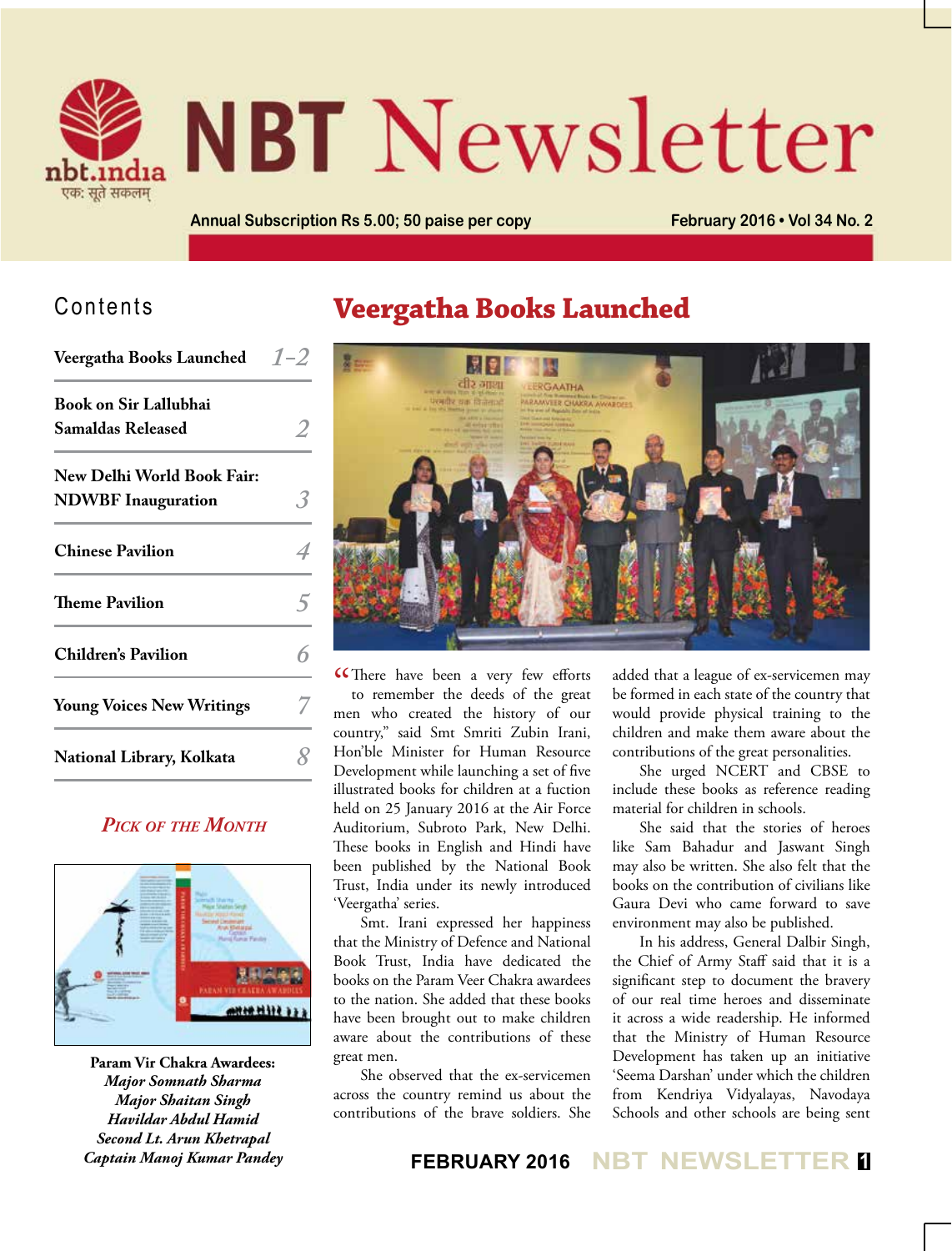# NBT Newsletter

nbt.india
एकः सूते सकलम्

Annual Subscription Rs 5.00; 50 paise per copy

February 2016 • Vol 34 No. 2

## Contents

| | |
|---|---|
| Veergatha Books Launched | 1–2 |
| Book on Sir Lallubhai Samaldas Released | 2 |
| New Delhi World Book Fair: NDWBF Inauguration | 3 |
| Chinese Pavilion | 4 |
| Theme Pavilion | 5 |
| Children's Pavilion | 6 |
| Young Voices New Writings | 7 |
| National Library, Kolkata | 8 |

### Pick of the Month

**Param Vir Chakra Awardees:**
***Major Somnath Sharma***
***Major Shaitan Singh***
***Havildar Abdul Hamid***
***Second Lt. Arun Khetrapal***
***Captain Manoj Kumar Pandey***

## Veergatha Books Launched

"There have been a very few efforts to remember the deeds of the great men who created the history of our country," said Smt Smriti Zubin Irani, Hon'ble Minister for Human Resource Development while launching a set of five illustrated books for children at a fuction held on 25 January 2016 at the Air Force Auditorium, Subroto Park, New Delhi. These books in English and Hindi have been published by the National Book Trust, India under its newly introduced 'Veergatha' series.

Smt. Irani expressed her happiness that the Ministry of Defence and National Book Trust, India have dedicated the books on the Param Veer Chakra awardees to the nation. She added that these books have been brought out to make children aware about the contributions of these great men.

She observed that the ex-servicemen across the country remind us about the contributions of the brave soldiers. She added that a league of ex-servicemen may be formed in each state of the country that would provide physical training to the children and make them aware about the contributions of the great personalities.

She urged NCERT and CBSE to include these books as reference reading material for children in schools.

She said that the stories of heroes like Sam Bahadur and Jaswant Singh may also be written. She also felt that the books on the contribution of civilians like Gaura Devi who came forward to save environment may also be published.

In his address, General Dalbir Singh, the Chief of Army Staff said that it is a significant step to document the bravery of our real time heroes and disseminate it across a wide readership. He informed that the Ministry of Human Resource Development has taken up an initiative 'Seema Darshan' under which the children from Kendriya Vidyalayas, Navodaya Schools and other schools are being sent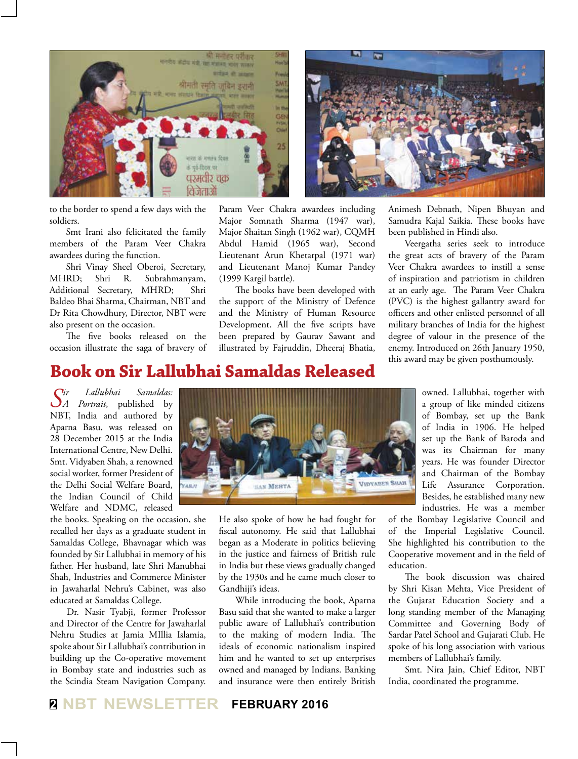to the border to spend a few days with the soldiers.

Smt Irani also felicitated the family members of the Param Veer Chakra awardees during the function.

Shri Vinay Sheel Oberoi, Secretary, MHRD; Shri R. Subrahmanyam, Additional Secretary, MHRD; Shri Baldeo Bhai Sharma, Chairman, NBT and Dr Rita Chowdhury, Director, NBT were also present on the occasion.

The five books released on the occasion illustrate the saga of bravery of Param Veer Chakra awardees including Major Somnath Sharma (1947 war), Major Shaitan Singh (1962 war), CQMH Abdul Hamid (1965 war), Second Lieutenant Arun Khetarpal (1971 war) and Lieutenant Manoj Kumar Pandey (1999 Kargil battle).

The books have been developed with the support of the Ministry of Defence and the Ministry of Human Resource Development. All the five scripts have been prepared by Gaurav Sawant and illustrated by Fajruddin, Dheeraj Bhatia, Animesh Debnath, Nipen Bhuyan and Samudra Kajal Saikia. These books have been published in Hindi also.

Veergatha series seek to introduce the great acts of bravery of the Param Veer Chakra awardees to instill a sense of inspiration and patriotism in children at an early age. The Param Veer Chakra (PVC) is the highest gallantry award for officers and other enlisted personnel of all military branches of India for the highest degree of valour in the presence of the enemy. Introduced on 26th January 1950, this award may be given posthumously.

# Book on Sir Lallubhai Samaldas Released

*Sir Lallubhai Samaldas: A Portrait*, published by NBT, India and authored by Aparna Basu, was released on 28 December 2015 at the India International Centre, New Delhi. Smt. Vidyaben Shah, a renowned social worker, former President of the Delhi Social Welfare Board, the Indian Council of Child Welfare and NDMC, released the books. Speaking on the occasion, she recalled her days as a graduate student in Samaldas College, Bhavnagar which was founded by Sir Lallubhai in memory of his father. Her husband, late Shri Manubhai Shah, Industries and Commerce Minister in Jawaharlal Nehru's Cabinet, was also educated at Samaldas College.

Dr. Nasir Tyabji, former Professor and Director of the Centre for Jawaharlal Nehru Studies at Jamia MIllia Islamia, spoke about Sir Lallubhai's contribution in building up the Co-operative movement in Bombay state and industries such as the Scindia Steam Navigation Company. He also spoke of how he had fought for fiscal autonomy. He said that Lallubhai began as a Moderate in politics believing in the justice and fairness of British rule in India but these views gradually changed by the 1930s and he came much closer to Gandhiji's ideas.

While introducing the book, Aparna Basu said that she wanted to make a larger public aware of Lallubhai's contribution to the making of modern India. The ideals of economic nationalism inspired him and he wanted to set up enterprises owned and managed by Indians. Banking and insurance were then entirely British owned. Lallubhai, together with a group of like minded citizens of Bombay, set up the Bank of India in 1906. He helped set up the Bank of Baroda and was its Chairman for many years. He was founder Director and Chairman of the Bombay Life Assurance Corporation. Besides, he established many new industries. He was a member of the Bombay Legislative Council and of the Imperial Legislative Council. She highlighted his contribution to the Cooperative movement and in the field of education.

The book discussion was chaired by Shri Kisan Mehta, Vice President of the Gujarat Education Society and a long standing member of the Managing Committee and Governing Body of Sardar Patel School and Gujarati Club. He spoke of his long association with various members of Lallubhai's family.

Smt. Nira Jain, Chief Editor, NBT India, coordinated the programme.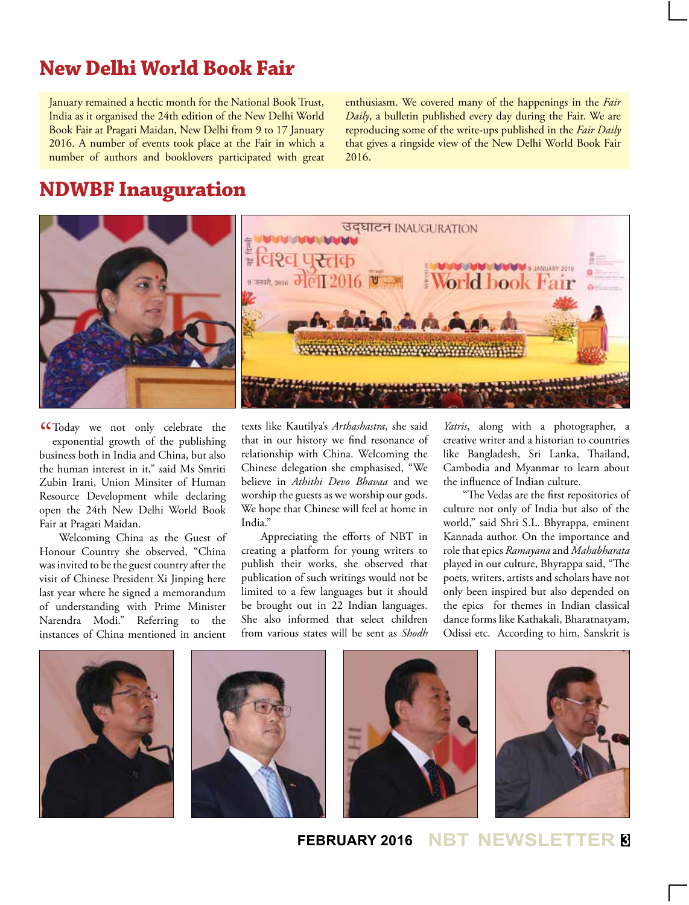# New Delhi World Book Fair

January remained a hectic month for the National Book Trust, India as it organised the 24th edition of the New Delhi World Book Fair at Pragati Maidan, New Delhi from 9 to 17 January 2016. A number of events took place at the Fair in which a number of authors and booklovers participated with great enthusiasm. We covered many of the happenings in the *Fair Daily*, a bulletin published every day during the Fair. We are reproducing some of the write-ups published in the *Fair Daily* that gives a ringside view of the New Delhi World Book Fair 2016.

## NDWBF Inauguration

"Today we not only celebrate the exponential growth of the publishing business both in India and China, but also the human interest in it," said Ms Smriti Zubin Irani, Union Minsiter of Human Resource Development while declaring open the 24th New Delhi World Book Fair at Pragati Maidan.

Welcoming China as the Guest of Honour Country she observed, "China was invited to be the guest country after the visit of Chinese President Xi Jinping here last year where he signed a memorandum of understanding with Prime Minister Narendra Modi." Referring to the instances of China mentioned in ancient texts like Kautilya's *Arthashastra*, she said that in our history we find resonance of relationship with China. Welcoming the Chinese delegation she emphasised, "We believe in *Athithi Devo Bhavaa* and we worship the guests as we worship our gods. We hope that Chinese will feel at home in India."

Appreciating the efforts of NBT in creating a platform for young writers to publish their works, she observed that publication of such writings would not be limited to a few languages but it should be brought out in 22 Indian languages. She also informed that select children from various states will be sent as *Shodh Yatris*, along with a photographer, a creative writer and a historian to countries like Bangladesh, Sri Lanka, Thailand, Cambodia and Myanmar to learn about the influence of Indian culture.

"The Vedas are the first repositories of culture not only of India but also of the world," said Shri S.L. Bhyrappa, eminent Kannada author. On the importance and role that epics *Ramayana* and *Mahabharata* played in our culture, Bhyrappa said, "The poets, writers, artists and scholars have not only been inspired but also depended on the epics for themes in Indian classical dance forms like Kathakali, Bharatnatyam, Odissi etc. According to him, Sanskrit is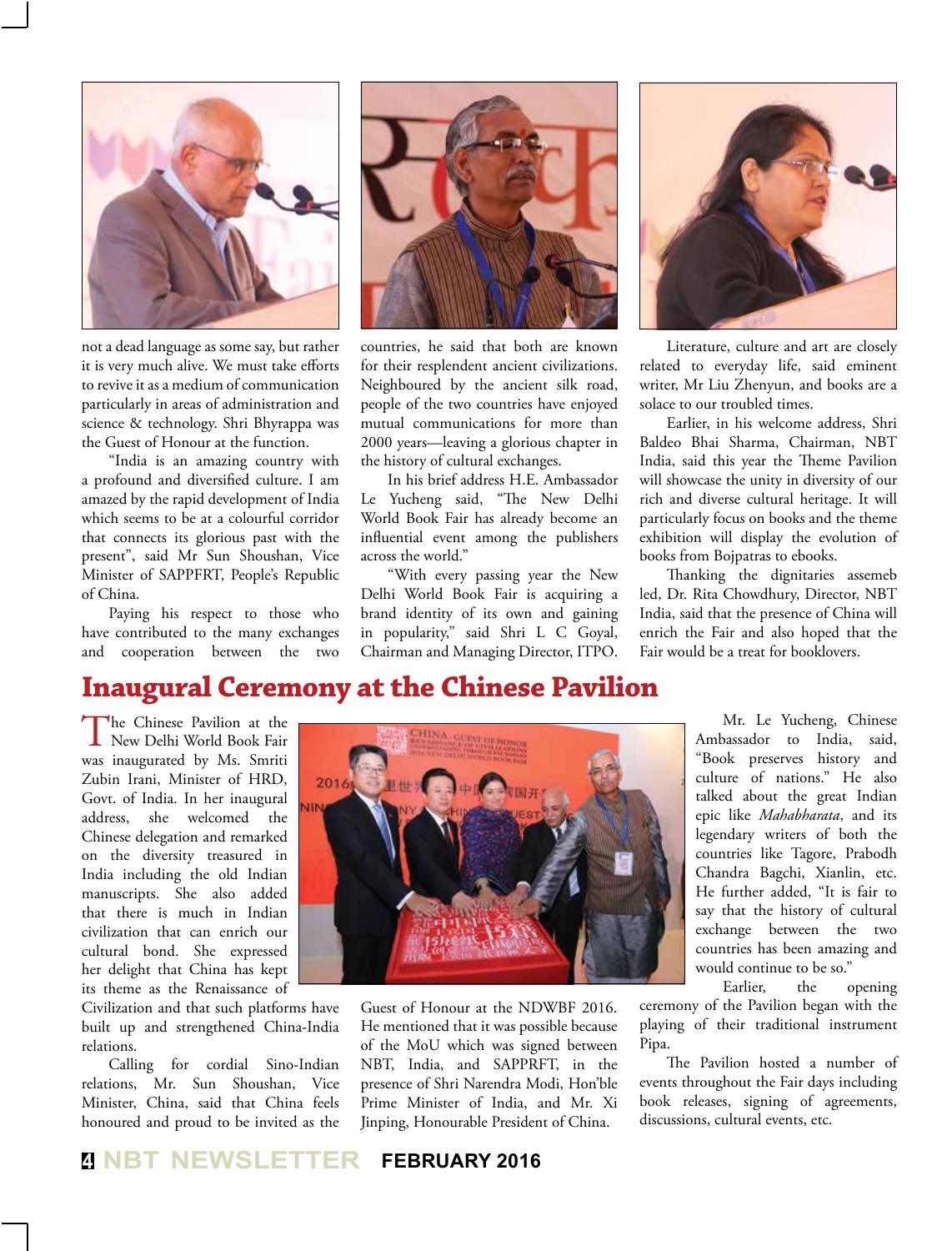not a dead language as some say, but rather it is very much alive. We must take efforts to revive it as a medium of communication particularly in areas of administration and science & technology. Shri Bhyrappa was the Guest of Honour at the function.

"India is an amazing country with a profound and diversified culture. I am amazed by the rapid development of India which seems to be at a colourful corridor that connects its glorious past with the present", said Mr Sun Shoushan, Vice Minister of SAPPFRT, People's Republic of China.

Paying his respect to those who have contributed to the many exchanges and cooperation between the two countries, he said that both are known for their resplendent ancient civilizations. Neighboured by the ancient silk road, people of the two countries have enjoyed mutual communications for more than 2000 years—leaving a glorious chapter in the history of cultural exchanges.

In his brief address H.E. Ambassador Le Yucheng said, "The New Delhi World Book Fair has already become an influential event among the publishers across the world."

"With every passing year the New Delhi World Book Fair is acquiring a brand identity of its own and gaining in popularity," said Shri L C Goyal, Chairman and Managing Director, ITPO.

Literature, culture and art are closely related to everyday life, said eminent writer, Mr Liu Zhenyun, and books are a solace to our troubled times.

Earlier, in his welcome address, Shri Baldeo Bhai Sharma, Chairman, NBT India, said this year the Theme Pavilion will showcase the unity in diversity of our rich and diverse cultural heritage. It will particularly focus on books and the theme exhibition will display the evolution of books from Bojpatras to ebooks.

Thanking the dignitaries assemeb led, Dr. Rita Chowdhury, Director, NBT India, said that the presence of China will enrich the Fair and also hoped that the Fair would be a treat for booklovers.

## Inaugural Ceremony at the Chinese Pavilion

The Chinese Pavilion at the New Delhi World Book Fair was inaugurated by Ms. Smriti Zubin Irani, Minister of HRD, Govt. of India. In her inaugural address, she welcomed the Chinese delegation and remarked on the diversity treasured in India including the old Indian manuscripts. She also added that there is much in Indian civilization that can enrich our cultural bond. She expressed her delight that China has kept its theme as the Renaissance of Civilization and that such platforms have built up and strengthened China-India relations.

Calling for cordial Sino-Indian relations, Mr. Sun Shoushan, Vice Minister, China, said that China feels honoured and proud to be invited as the Guest of Honour at the NDWBF 2016. He mentioned that it was possible because of the MoU which was signed between NBT, India, and SAPPRFT, in the presence of Shri Narendra Modi, Hon'ble Prime Minister of India, and Mr. Xi Jinping, Honourable President of China.

Mr. Le Yucheng, Chinese Ambassador to India, said, "Book preserves history and culture of nations." He also talked about the great Indian epic like *Mahabharata*, and its legendary writers of both the countries like Tagore, Prabodh Chandra Bagchi, Xianlin, etc. He further added, "It is fair to say that the history of cultural exchange between the two countries has been amazing and would continue to be so."

Earlier, the opening ceremony of the Pavilion began with the playing of their traditional instrument Pipa.

The Pavilion hosted a number of events throughout the Fair days including book releases, signing of agreements, discussions, cultural events, etc.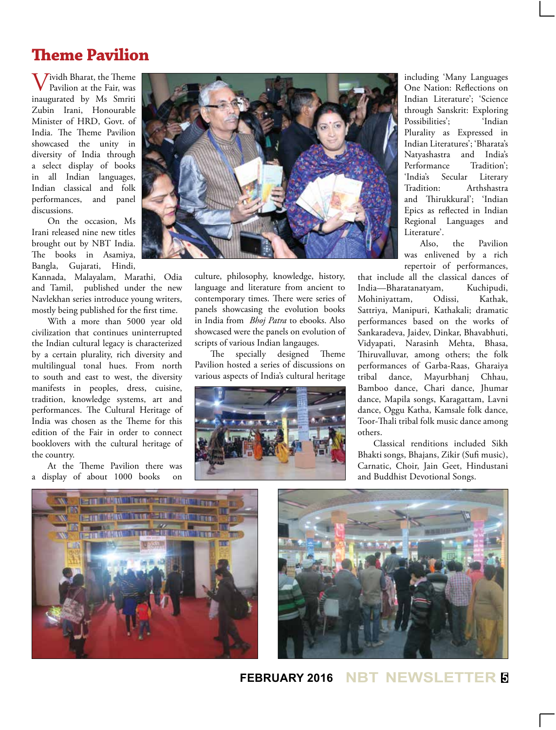# Theme Pavilion

Vividh Bharat, the Theme Pavilion at the Fair, was inaugurated by Ms Smriti Zubin Irani, Honourable Minister of HRD, Govt. of India. The Theme Pavilion showcased the unity in diversity of India through a select display of books in all Indian languages, Indian classical and folk performances, and panel discussions.

On the occasion, Ms Irani released nine new titles brought out by NBT India. The books in Asamiya, Bangla, Gujarati, Hindi, Kannada, Malayalam, Marathi, Odia and Tamil, published under the new Navlekhan series introduce young writers, mostly being published for the first time.

With a more than 5000 year old civilization that continues uninterrupted the Indian cultural legacy is characterized by a certain plurality, rich diversity and multilingual tonal hues. From north to south and east to west, the diversity manifests in peoples, dress, cuisine, tradition, knowledge systems, art and performances. The Cultural Heritage of India was chosen as the Theme for this edition of the Fair in order to connect booklovers with the cultural heritage of the country.

At the Theme Pavilion there was a display of about 1000 books on culture, philosophy, knowledge, history, language and literature from ancient to contemporary times. There were series of panels showcasing the evolution books in India from *Bhoj Patra* to ebooks. Also showcased were the panels on evolution of scripts of various Indian langauges.

The specially designed Theme Pavilion hosted a series of discussions on various aspects of India's cultural heritage including 'Many Languages One Nation: Reflections on Indian Literature'; 'Science through Sanskrit: Exploring Possibilities'; 'Indian Plurality as Expressed in Indian Literatures'; 'Bharata's Natyashastra and India's Performance Tradition'; 'India's Secular Literary Tradition: Arthshastra and Thirukkural'; 'Indian Epics as reflected in Indian Regional Languages and Literature'.

Also, the Pavilion was enlivened by a rich repertoir of performances, that include all the classical dances of India—Bharatanatyam, Kuchipudi, Mohiniyattam, Odissi, Kathak, Sattriya, Manipuri, Kathakali; dramatic performances based on the works of Sankaradeva, Jaidev, Dinkar, Bhavabhuti, Vidyapati, Narasinh Mehta, Bhasa, Thiruvalluvar, among others; the folk performances of Garba-Raas, Gharaiya tribal dance, Mayurbhanj Chhau, Bamboo dance, Chari dance, Jhumar dance, Mapila songs, Karagattam, Lavni dance, Oggu Katha, Kamsale folk dance, Toor-Thali tribal folk music dance among others.

Classical renditions included Sikh Bhakti songs, Bhajans, Zikir (Sufi music), Carnatic, Choir, Jain Geet, Hindustani and Buddhist Devotional Songs.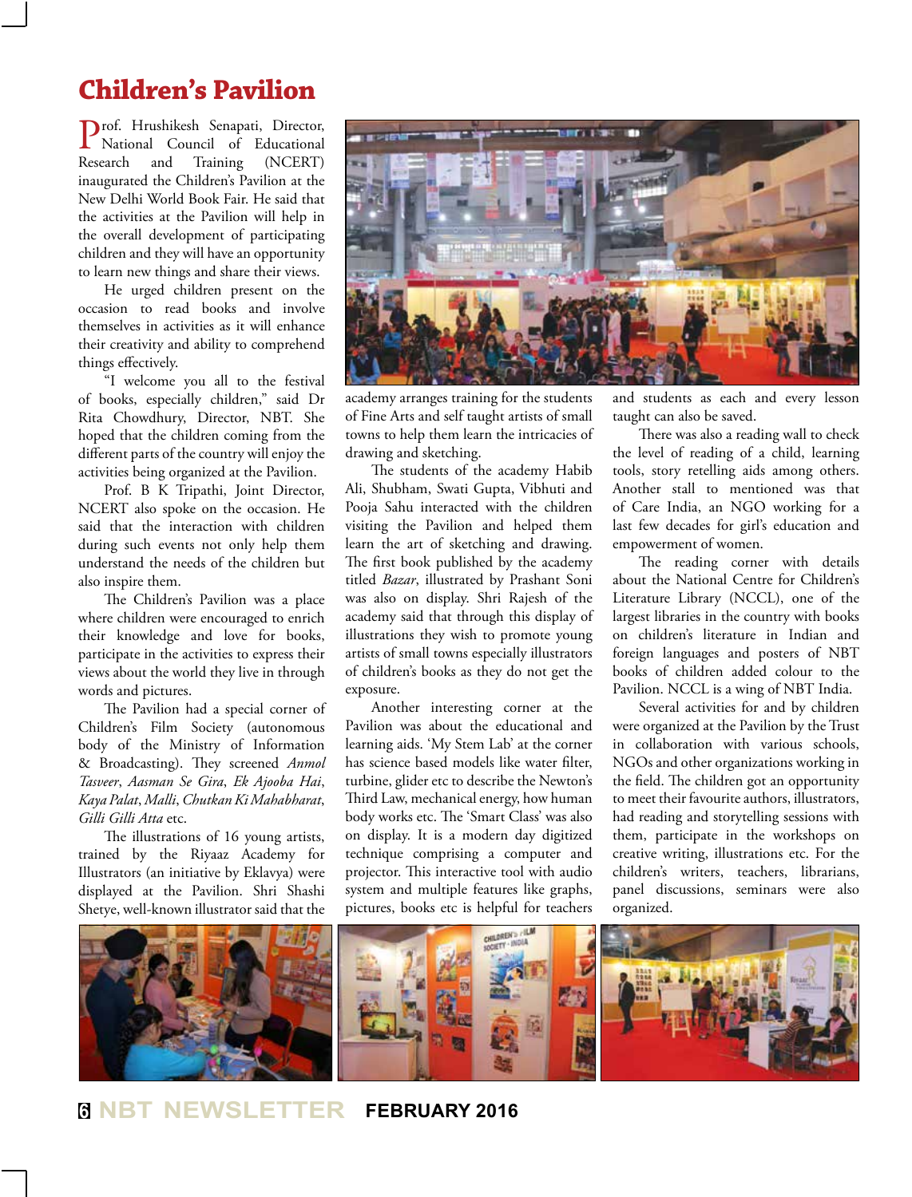# Children's Pavilion

Prof. Hrushikesh Senapati, Director, National Council of Educational Research and Training (NCERT) inaugurated the Children's Pavilion at the New Delhi World Book Fair. He said that the activities at the Pavilion will help in the overall development of participating children and they will have an opportunity to learn new things and share their views.

He urged children present on the occasion to read books and involve themselves in activities as it will enhance their creativity and ability to comprehend things effectively.

"I welcome you all to the festival of books, especially children," said Dr Rita Chowdhury, Director, NBT. She hoped that the children coming from the different parts of the country will enjoy the activities being organized at the Pavilion.

Prof. B K Tripathi, Joint Director, NCERT also spoke on the occasion. He said that the interaction with children during such events not only help them understand the needs of the children but also inspire them.

The Children's Pavilion was a place where children were encouraged to enrich their knowledge and love for books, participate in the activities to express their views about the world they live in through words and pictures.

The Pavilion had a special corner of Children's Film Society (autonomous body of the Ministry of Information & Broadcasting). They screened *Anmol Tasveer*, *Aasman Se Gira*, *Ek Ajooba Hai*, *Kaya Palat*, *Malli*, *Chutkan Ki Mahabharat*, *Gilli Gilli Atta* etc.

The illustrations of 16 young artists, trained by the Riyaaz Academy for Illustrators (an initiative by Eklavya) were displayed at the Pavilion. Shri Shashi Shetye, well-known illustrator said that the academy arranges training for the students of Fine Arts and self taught artists of small towns to help them learn the intricacies of drawing and sketching.

The students of the academy Habib Ali, Shubham, Swati Gupta, Vibhuti and Pooja Sahu interacted with the children visiting the Pavilion and helped them learn the art of sketching and drawing. The first book published by the academy titled *Bazar*, illustrated by Prashant Soni was also on display. Shri Rajesh of the academy said that through this display of illustrations they wish to promote young artists of small towns especially illustrators of children's books as they do not get the exposure.

Another interesting corner at the Pavilion was about the educational and learning aids. 'My Stem Lab' at the corner has science based models like water filter, turbine, glider etc to describe the Newton's Third Law, mechanical energy, how human body works etc. The 'Smart Class' was also on display. It is a modern day digitized technique comprising a computer and projector. This interactive tool with audio system and multiple features like graphs, pictures, books etc is helpful for teachers and students as each and every lesson taught can also be saved.

There was also a reading wall to check the level of reading of a child, learning tools, story retelling aids among others. Another stall to mentioned was that of Care India, an NGO working for a last few decades for girl's education and empowerment of women.

The reading corner with details about the National Centre for Children's Literature Library (NCCL), one of the largest libraries in the country with books on children's literature in Indian and foreign languages and posters of NBT books of children added colour to the Pavilion. NCCL is a wing of NBT India.

Several activities for and by children were organized at the Pavilion by the Trust in collaboration with various schools, NGOs and other organizations working in the field. The children got an opportunity to meet their favourite authors, illustrators, had reading and storytelling sessions with them, participate in the workshops on creative writing, illustrations etc. For the children's writers, teachers, librarians, panel discussions, seminars were also organized.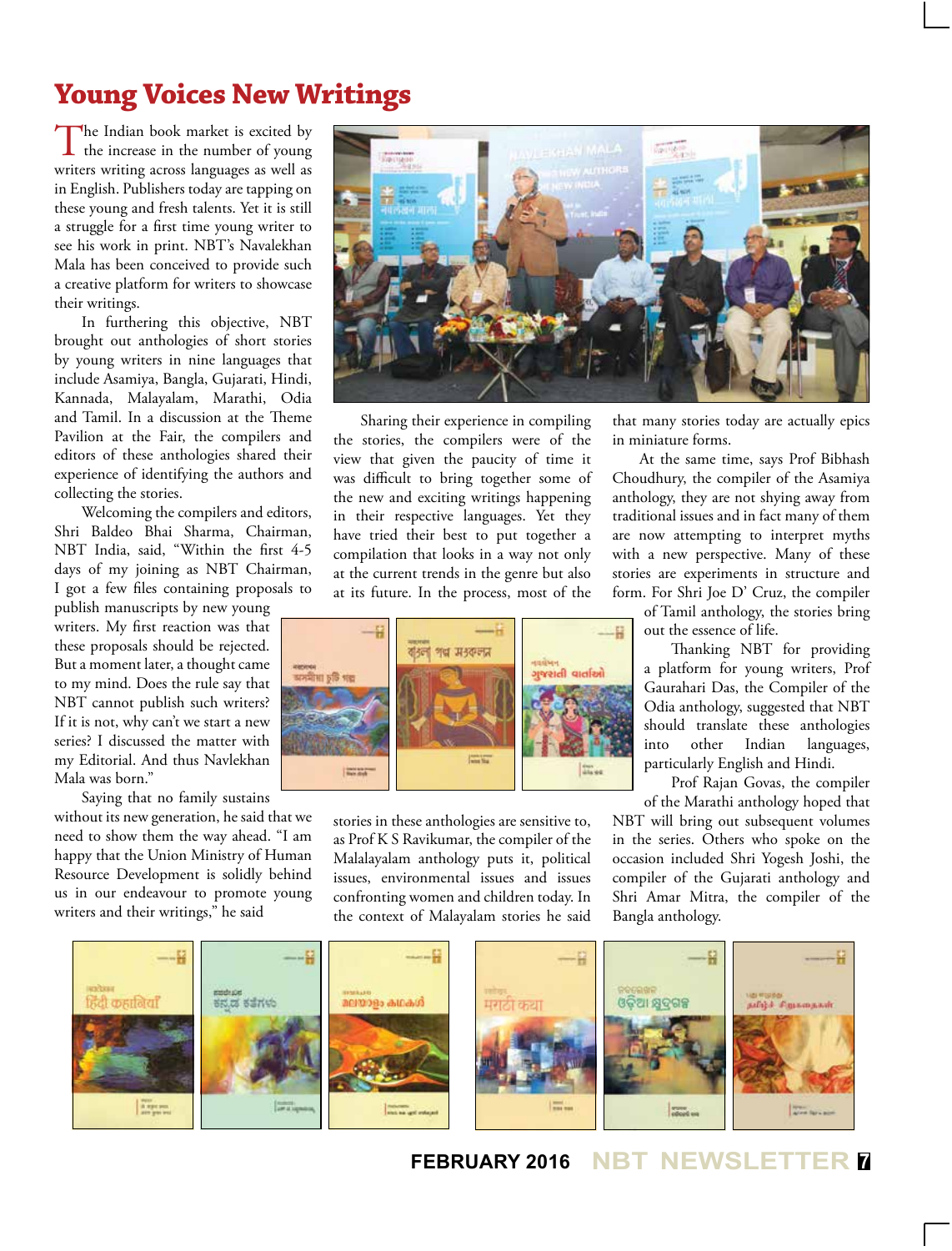# Young Voices New Writings

The Indian book market is excited by the increase in the number of young writers writing across languages as well as in English. Publishers today are tapping on these young and fresh talents. Yet it is still a struggle for a first time young writer to see his work in print. NBT's Navalekhan Mala has been conceived to provide such a creative platform for writers to showcase their writings.

In furthering this objective, NBT brought out anthologies of short stories by young writers in nine languages that include Asamiya, Bangla, Gujarati, Hindi, Kannada, Malayalam, Marathi, Odia and Tamil. In a discussion at the Theme Pavilion at the Fair, the compilers and editors of these anthologies shared their experience of identifying the authors and collecting the stories.

Welcoming the compilers and editors, Shri Baldeo Bhai Sharma, Chairman, NBT India, said, "Within the first 4-5 days of my joining as NBT Chairman, I got a few files containing proposals to publish manuscripts by new young writers. My first reaction was that these proposals should be rejected. But a moment later, a thought came to my mind. Does the rule say that NBT cannot publish such writers? If it is not, why can't we start a new series? I discussed the matter with my Editorial. And thus Navlekhan Mala was born."

Saying that no family sustains without its new generation, he said that we need to show them the way ahead. "I am happy that the Union Ministry of Human Resource Development is solidly behind us in our endeavour to promote young writers and their writings," he said

Sharing their experience in compiling the stories, the compilers were of the view that given the paucity of time it was difficult to bring together some of the new and exciting writings happening in their respective languages. Yet they have tried their best to put together a compilation that looks in a way not only at the current trends in the genre but also at its future. In the process, most of the stories in these anthologies are sensitive to, as Prof K S Ravikumar, the compiler of the Malalayalam anthology puts it, political issues, environmental issues and issues confronting women and children today. In the context of Malayalam stories he said that many stories today are actually epics in miniature forms.

At the same time, says Prof Bibhash Choudhury, the compiler of the Asamiya anthology, they are not shying away from traditional issues and in fact many of them are now attempting to interpret myths with a new perspective. Many of these stories are experiments in structure and form. For Shri Joe D' Cruz, the compiler of Tamil anthology, the stories bring out the essence of life.

Thanking NBT for providing a platform for young writers, Prof Gaurahari Das, the Compiler of the Odia anthology, suggested that NBT should translate these anthologies into other Indian languages, particularly English and Hindi.

Prof Rajan Govas, the compiler of the Marathi anthology hoped that NBT will bring out subsequent volumes in the series. Others who spoke on the occasion included Shri Yogesh Joshi, the compiler of the Gujarati anthology and Shri Amar Mitra, the compiler of the Bangla anthology.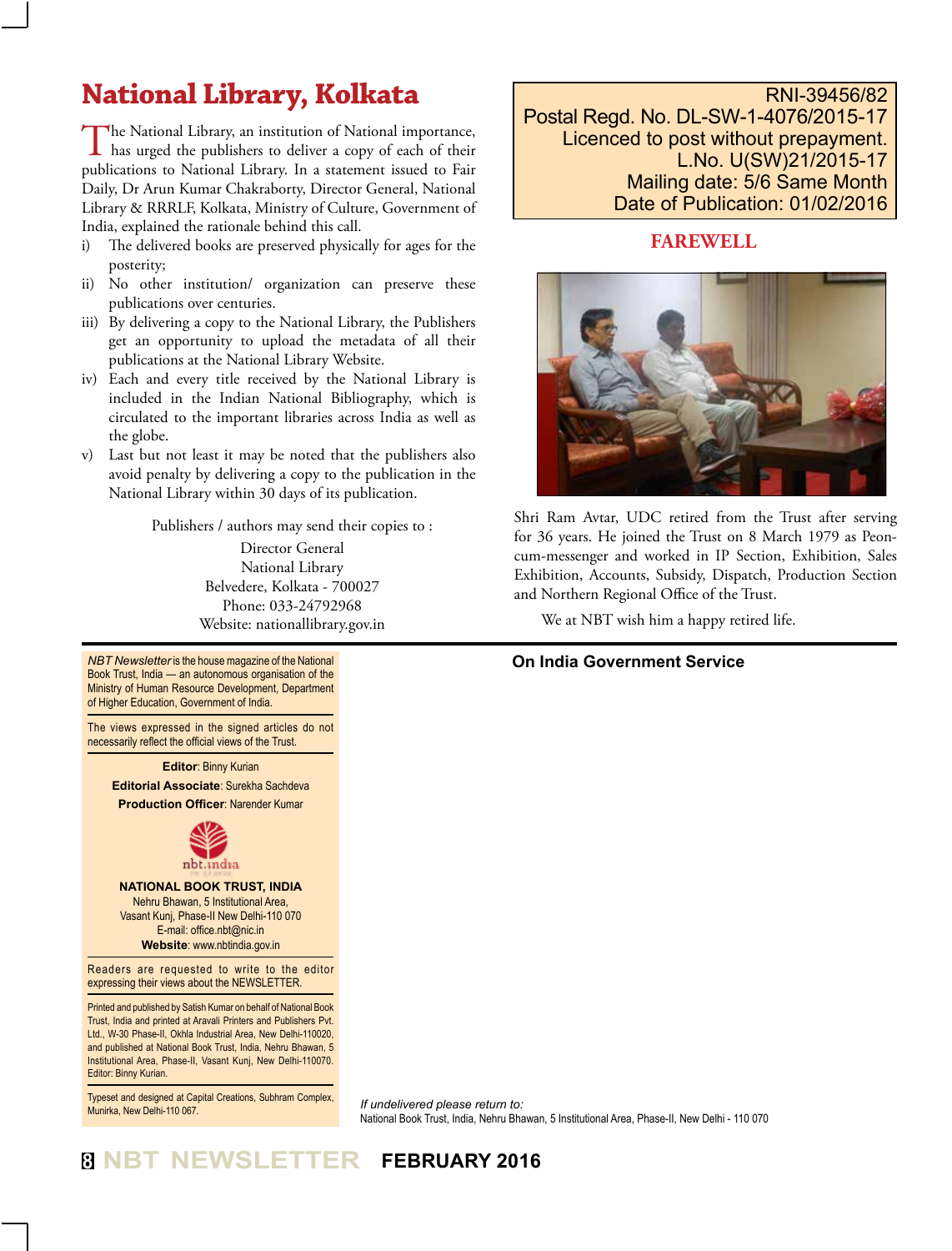# National Library, Kolkata

The National Library, an institution of National importance, has urged the publishers to deliver a copy of each of their publications to National Library. In a statement issued to Fair Daily, Dr Arun Kumar Chakraborty, Director General, National Library & RRRLF, Kolkata, Ministry of Culture, Government of India, explained the rationale behind this call.

i) The delivered books are preserved physically for ages for the posterity;
ii) No other institution/ organization can preserve these publications over centuries.
iii) By delivering a copy to the National Library, the Publishers get an opportunity to upload the metadata of all their publications at the National Library Website.
iv) Each and every title received by the National Library is included in the Indian National Bibliography, which is circulated to the important libraries across India as well as the globe.
v) Last but not least it may be noted that the publishers also avoid penalty by delivering a copy to the publication in the National Library within 30 days of its publication.

Publishers / authors may send their copies to :

Director General
National Library
Belvedere, Kolkata - 700027
Phone: 033-24792968
Website: nationallibrary.gov.in

RNI-39456/82
Postal Regd. No. DL-SW-1-4076/2015-17
Licenced to post without prepayment.
L.No. U(SW)21/2015-17
Mailing date: 5/6 Same Month
Date of Publication: 01/02/2016

## FAREWELL

Shri Ram Avtar, UDC retired from the Trust after serving for 36 years. He joined the Trust on 8 March 1979 as Peon-cum-messenger and worked in IP Section, Exhibition, Sales Exhibition, Accounts, Subsidy, Dispatch, Production Section and Northern Regional Office of the Trust.

We at NBT wish him a happy retired life.

*NBT Newsletter* is the house magazine of the National Book Trust, India — an autonomous organisation of the Ministry of Human Resource Development, Department of Higher Education, Government of India.

The views expressed in the signed articles do not necessarily reflect the official views of the Trust.

**Editor**: Binny Kurian
**Editorial Associate**: Surekha Sachdeva
**Production Officer**: Narender Kumar

**NATIONAL BOOK TRUST, INDIA**
Nehru Bhawan, 5 Institutional Area,
Vasant Kunj, Phase-II New Delhi-110 070
E-mail: office.nbt@nic.in
**Website**: www.nbtindia.gov.in

Readers are requested to write to the editor expressing their views about the NEWSLETTER.

Printed and published by Satish Kumar on behalf of National Book Trust, India and printed at Aravali Printers and Publishers Pvt. Ltd., W-30 Phase-II, Okhla Industrial Area, New Delhi-110020, and published at National Book Trust, India, Nehru Bhawan, 5 Institutional Area, Phase-II, Vasant Kunj, New Delhi-110070. Editor: Binny Kurian.

Typeset and designed at Capital Creations, Subhram Complex, Munirka, New Delhi-110 067.

**On India Government Service**

*If undelivered please return to:*
National Book Trust, India, Nehru Bhawan, 5 Institutional Area, Phase-II, New Delhi - 110 070